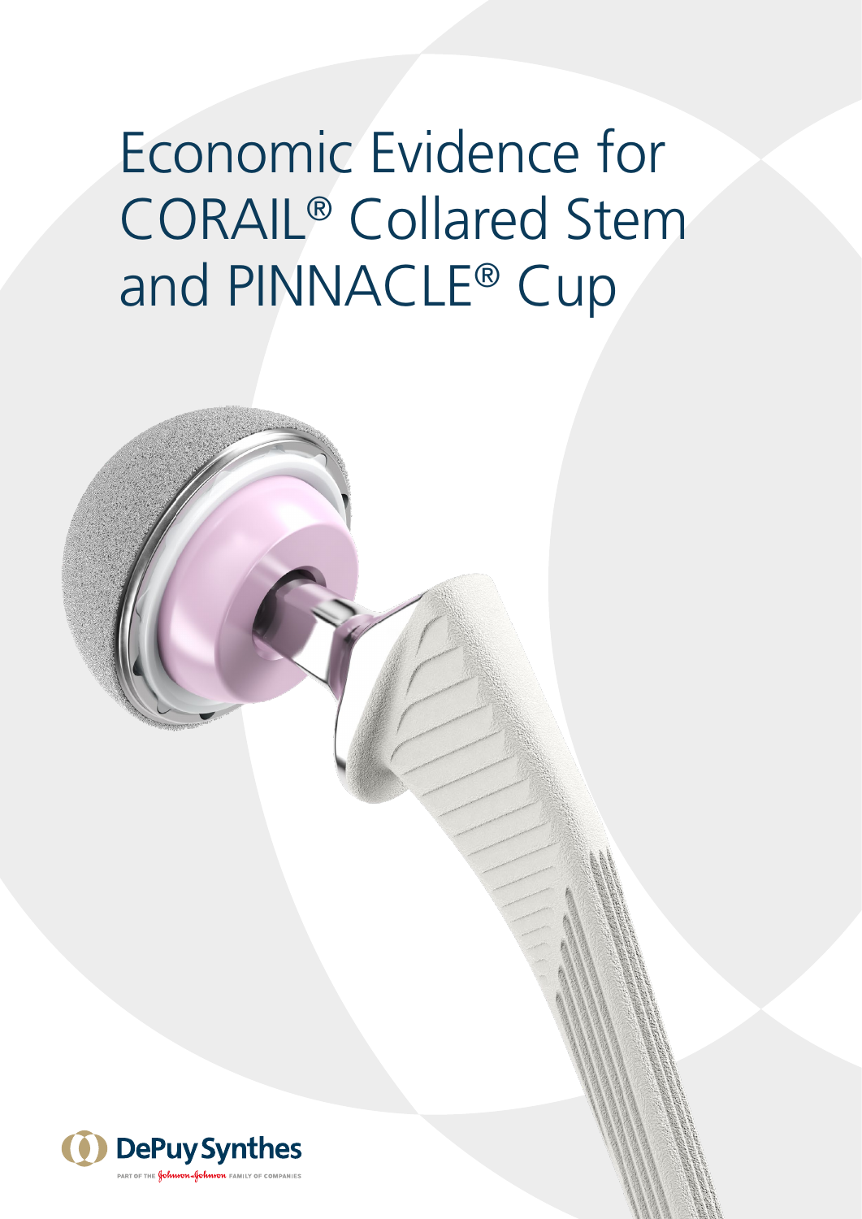# Economic Evidence for CORAIL® Collared Stem and PINNACLE® Cup

DePuy Synthes

PART OF THE Johnson & Johnson FAMILY OF COMPANIES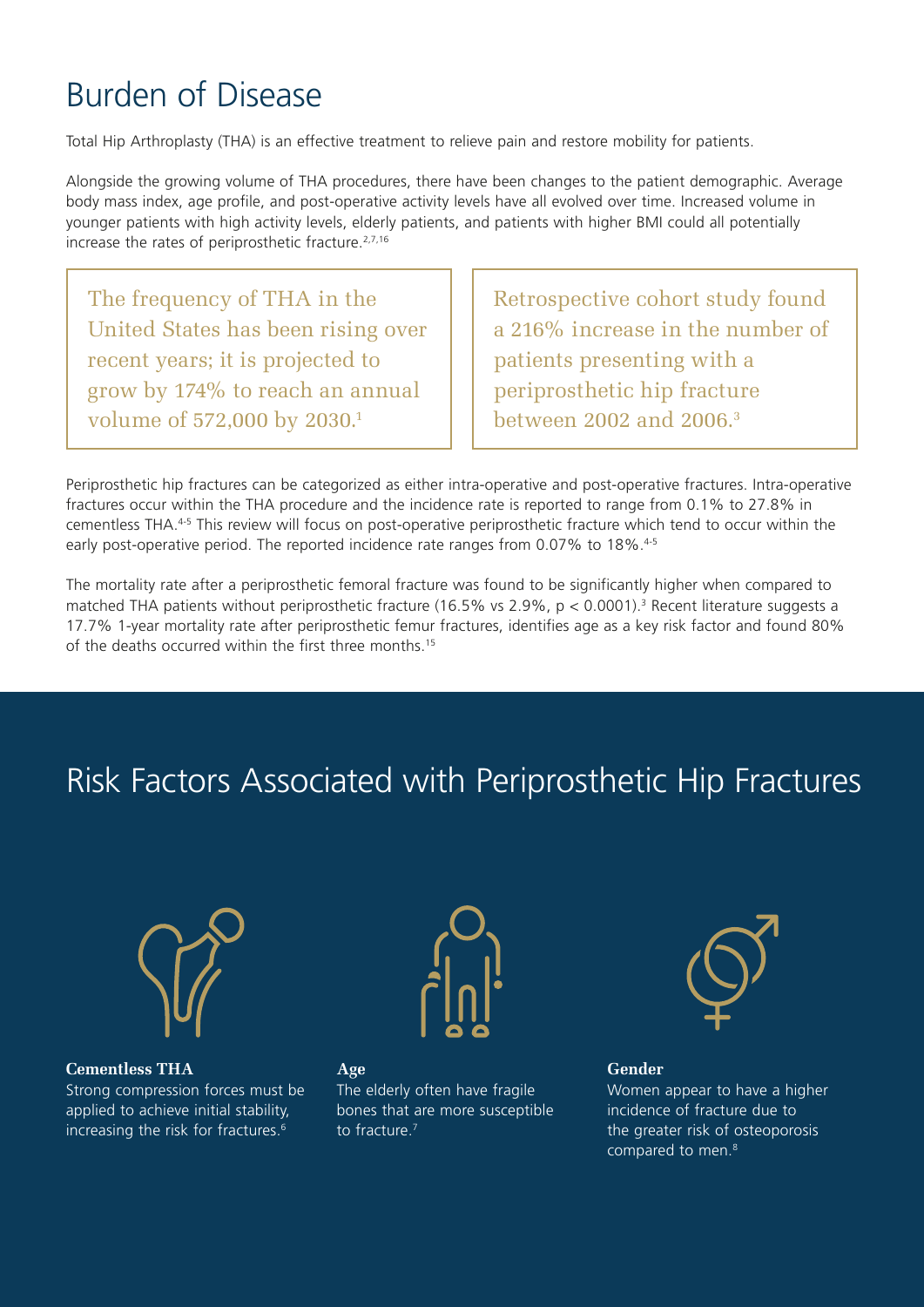# Burden of Disease

Total Hip Arthroplasty (THA) is an effective treatment to relieve pain and restore mobility for patients.

Alongside the growing volume of THA procedures, there have been changes to the patient demographic. Average body mass index, age profile, and post-operative activity levels have all evolved over time. Increased volume in younger patients with high activity levels, elderly patients, and patients with higher BMI could all potentially increase the rates of periprosthetic fracture.[2,7,16]

> The frequency of THA in the United States has been rising over recent years; it is projected to grow by 174% to reach an annual volume of 572,000 by 2030.[1]

> Retrospective cohort study found a 216% increase in the number of patients presenting with a periprosthetic hip fracture between 2002 and 2006.[3]

Periprosthetic hip fractures can be categorized as either intra-operative and post-operative fractures. Intra-operative fractures occur within the THA procedure and the incidence rate is reported to range from 0.1% to 27.8% in cementless THA.[4-5] This review will focus on post-operative periprosthetic fracture which tend to occur within the early post-operative period. The reported incidence rate ranges from 0.07% to 18%.[4-5]

The mortality rate after a periprosthetic femoral fracture was found to be significantly higher when compared to matched THA patients without periprosthetic fracture (16.5% vs 2.9%, $p < 0.0001$).[3] Recent literature suggests a 17.7% 1-year mortality rate after periprosthetic femur fractures, identifies age as a key risk factor and found 80% of the deaths occurred within the first three months.[15]

# Risk Factors Associated with Periprosthetic Hip Fractures

**Cementless THA**
Strong compression forces must be applied to achieve initial stability, increasing the risk for fractures.[6]

**Age**
The elderly often have fragile bones that are more susceptible to fracture.[7]

**Gender**
Women appear to have a higher incidence of fracture due to the greater risk of osteoporosis compared to men.[8]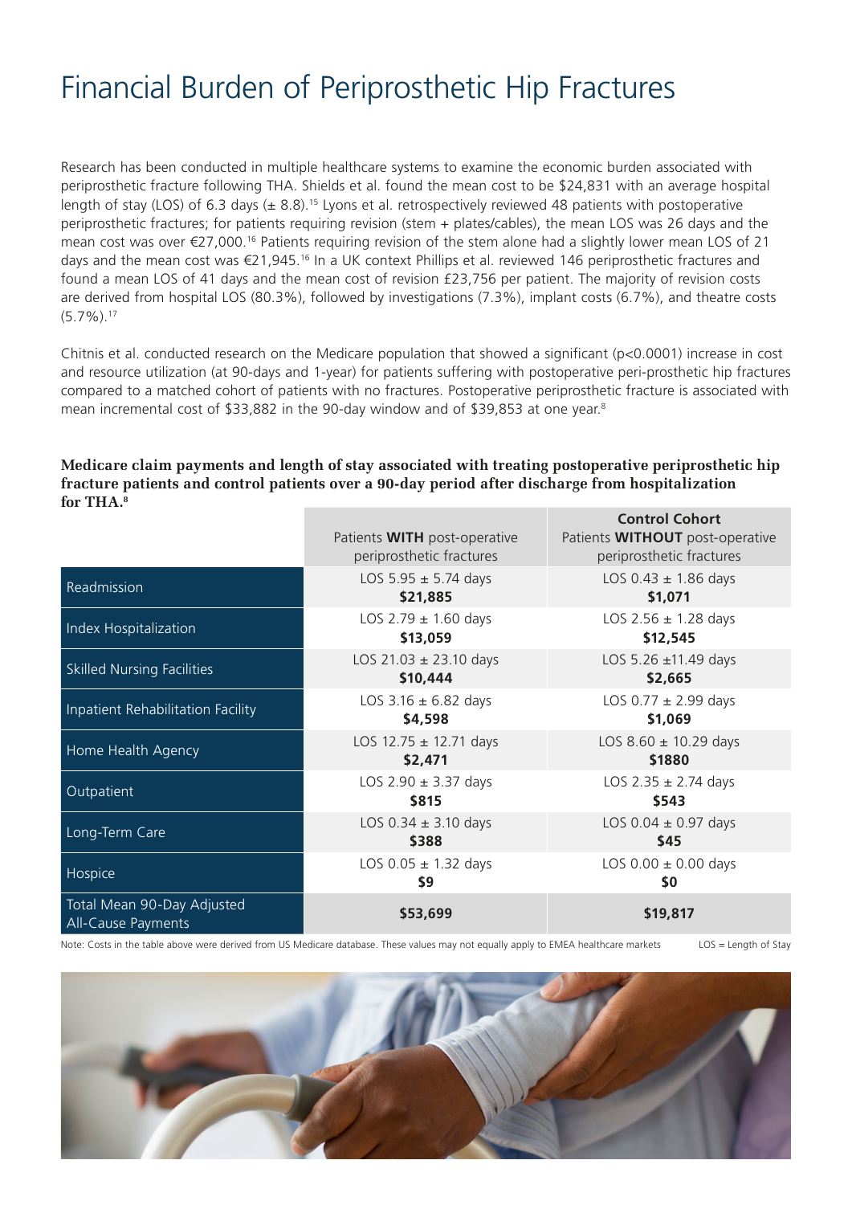# Financial Burden of Periprosthetic Hip Fractures

Research has been conducted in multiple healthcare systems to examine the economic burden associated with periprosthetic fracture following THA. Shields et al. found the mean cost to be $24,831 with an average hospital length of stay (LOS) of 6.3 days (± 8.8).[15] Lyons et al. retrospectively reviewed 48 patients with postoperative periprosthetic fractures; for patients requiring revision (stem + plates/cables), the mean LOS was 26 days and the mean cost was over €27,000.[16] Patients requiring revision of the stem alone had a slightly lower mean LOS of 21 days and the mean cost was €21,945.[16] In a UK context Phillips et al. reviewed 146 periprosthetic fractures and found a mean LOS of 41 days and the mean cost of revision £23,756 per patient. The majority of revision costs are derived from hospital LOS (80.3%), followed by investigations (7.3%), implant costs (6.7%), and theatre costs (5.7%).[17]

Chitnis et al. conducted research on the Medicare population that showed a significant ($p<0.0001$) increase in cost and resource utilization (at 90-days and 1-year) for patients suffering with postoperative peri-prosthetic hip fractures compared to a matched cohort of patients with no fractures. Postoperative periprosthetic fracture is associated with mean incremental cost of $33,882 in the 90-day window and of $39,853 at one year.[8]

**Medicare claim payments and length of stay associated with treating postoperative periprosthetic hip fracture patients and control patients over a 90-day period after discharge from hospitalization for THA.**[8]

| | Patients **WITH** post-operative periprosthetic fractures | **Control Cohort** Patients **WITHOUT** post-operative periprosthetic fractures |
|---|---|---|
| Readmission | LOS 5.95 ± 5.74 days **$21,885** | LOS 0.43 ± 1.86 days **$1,071** |
| Index Hospitalization | LOS 2.79 ± 1.60 days **$13,059** | LOS 2.56 ± 1.28 days **$12,545** |
| Skilled Nursing Facilities | LOS 21.03 ± 23.10 days **$10,444** | LOS 5.26 ±11.49 days **$2,665** |
| Inpatient Rehabilitation Facility | LOS 3.16 ± 6.82 days **$4,598** | LOS 0.77 ± 2.99 days **$1,069** |
| Home Health Agency | LOS 12.75 ± 12.71 days **$2,471** | LOS 8.60 ± 10.29 days **$1880** |
| Outpatient | LOS 2.90 ± 3.37 days **$815** | LOS 2.35 ± 2.74 days **$543** |
| Long-Term Care | LOS 0.34 ± 3.10 days **$388** | LOS 0.04 ± 0.97 days **$45** |
| Hospice | LOS 0.05 ± 1.32 days **$9** | LOS 0.00 ± 0.00 days **$0** |
| Total Mean 90-Day Adjusted All-Cause Payments | **$53,699** | **$19,817** |

Note: Costs in the table above were derived from US Medicare database. These values may not equally apply to EMEA healthcare markets

LOS = Length of Stay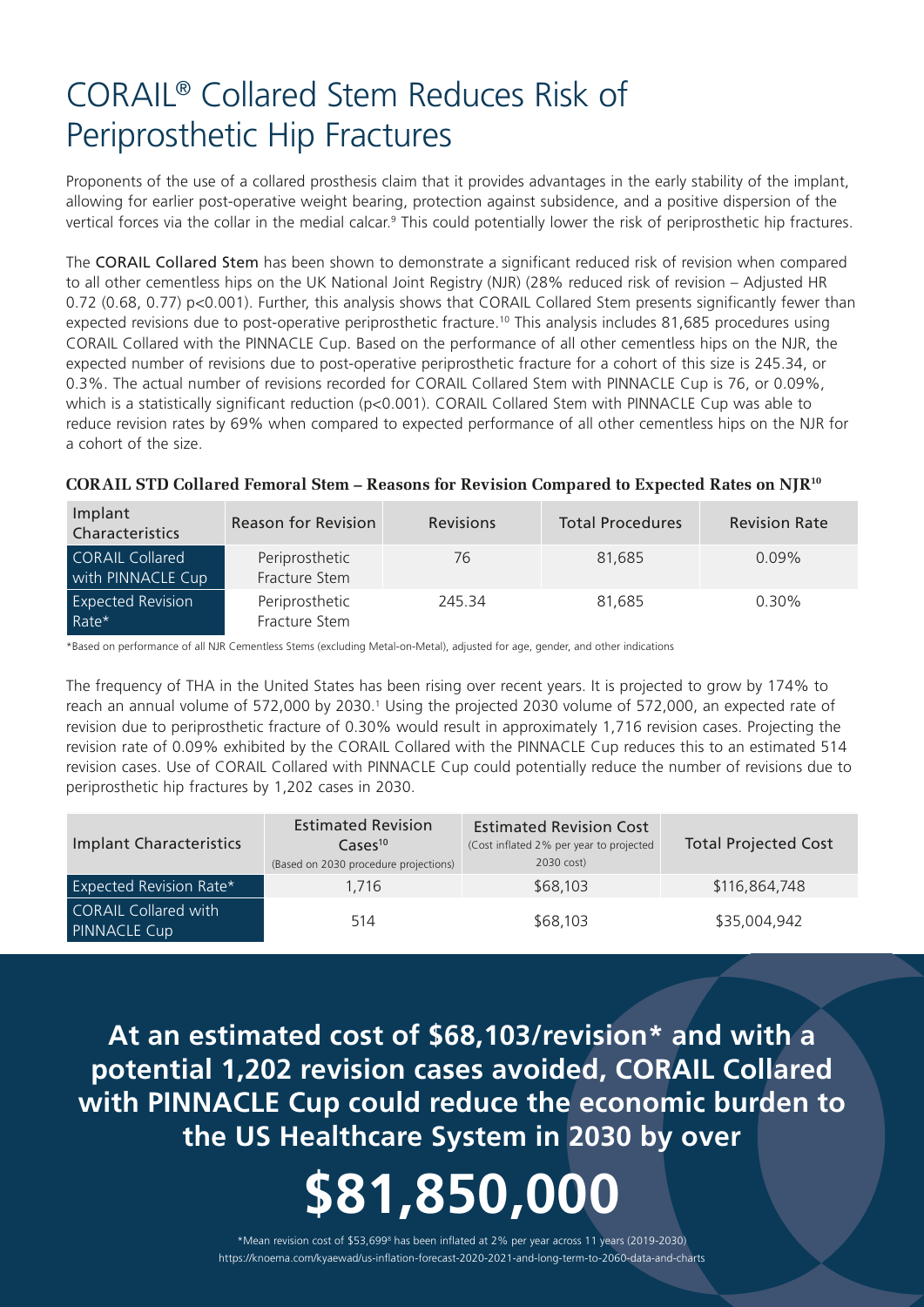# CORAIL® Collared Stem Reduces Risk of Periprosthetic Hip Fractures

Proponents of the use of a collared prosthesis claim that it provides advantages in the early stability of the implant, allowing for earlier post-operative weight bearing, protection against subsidence, and a positive dispersion of the vertical forces via the collar in the medial calcar.[9] This could potentially lower the risk of periprosthetic hip fractures.

The **CORAIL Collared Stem** has been shown to demonstrate a significant reduced risk of revision when compared to all other cementless hips on the UK National Joint Registry (NJR) (28% reduced risk of revision – Adjusted HR 0.72 (0.68, 0.77) $p<0.001$). Further, this analysis shows that CORAIL Collared Stem presents significantly fewer than expected revisions due to post-operative periprosthetic fracture.[10] This analysis includes 81,685 procedures using CORAIL Collared with the PINNACLE Cup. Based on the performance of all other cementless hips on the NJR, the expected number of revisions due to post-operative periprosthetic fracture for a cohort of this size is 245.34, or 0.3%. The actual number of revisions recorded for CORAIL Collared Stem with PINNACLE Cup is 76, or 0.09%, which is a statistically significant reduction ($p<0.001$). CORAIL Collared Stem with PINNACLE Cup was able to reduce revision rates by 69% when compared to expected performance of all other cementless hips on the NJR for a cohort of the size.

**CORAIL STD Collared Femoral Stem – Reasons for Revision Compared to Expected Rates on NJR[10]**

| Implant Characteristics | Reason for Revision | Revisions | Total Procedures | Revision Rate |
|---|---|---|---|---|
| CORAIL Collared with PINNACLE Cup | Periprosthetic Fracture Stem | 76 | 81,685 | 0.09% |
| Expected Revision Rate* | Periprosthetic Fracture Stem | 245.34 | 81,685 | 0.30% |

*Based on performance of all NJR Cementless Stems (excluding Metal-on-Metal), adjusted for age, gender, and other indications

The frequency of THA in the United States has been rising over recent years. It is projected to grow by 174% to reach an annual volume of 572,000 by 2030.[1] Using the projected 2030 volume of 572,000, an expected rate of revision due to periprosthetic fracture of 0.30% would result in approximately 1,716 revision cases. Projecting the revision rate of 0.09% exhibited by the CORAIL Collared with the PINNACLE Cup reduces this to an estimated 514 revision cases. Use of CORAIL Collared with PINNACLE Cup could potentially reduce the number of revisions due to periprosthetic hip fractures by 1,202 cases in 2030.

| Implant Characteristics | Estimated Revision Cases[10] (Based on 2030 procedure projections) | Estimated Revision Cost (Cost inflated 2% per year to projected 2030 cost) | Total Projected Cost |
|---|---|---|---|
| Expected Revision Rate* | 1,716 | $68,103 | $116,864,748 |
| CORAIL Collared with PINNACLE Cup | 514 | $68,103 | $35,004,942 |

**At an estimated cost of $68,103/revision* and with a potential 1,202 revision cases avoided, CORAIL Collared with PINNACLE Cup could reduce the economic burden to the US Healthcare System in 2030 by over**

# $81,850,000

*Mean revision cost of $53,699[8] has been inflated at 2% per year across 11 years (2019-2030)
https://knoema.com/kyaewad/us-inflation-forecast-2020-2021-and-long-term-to-2060-data-and-charts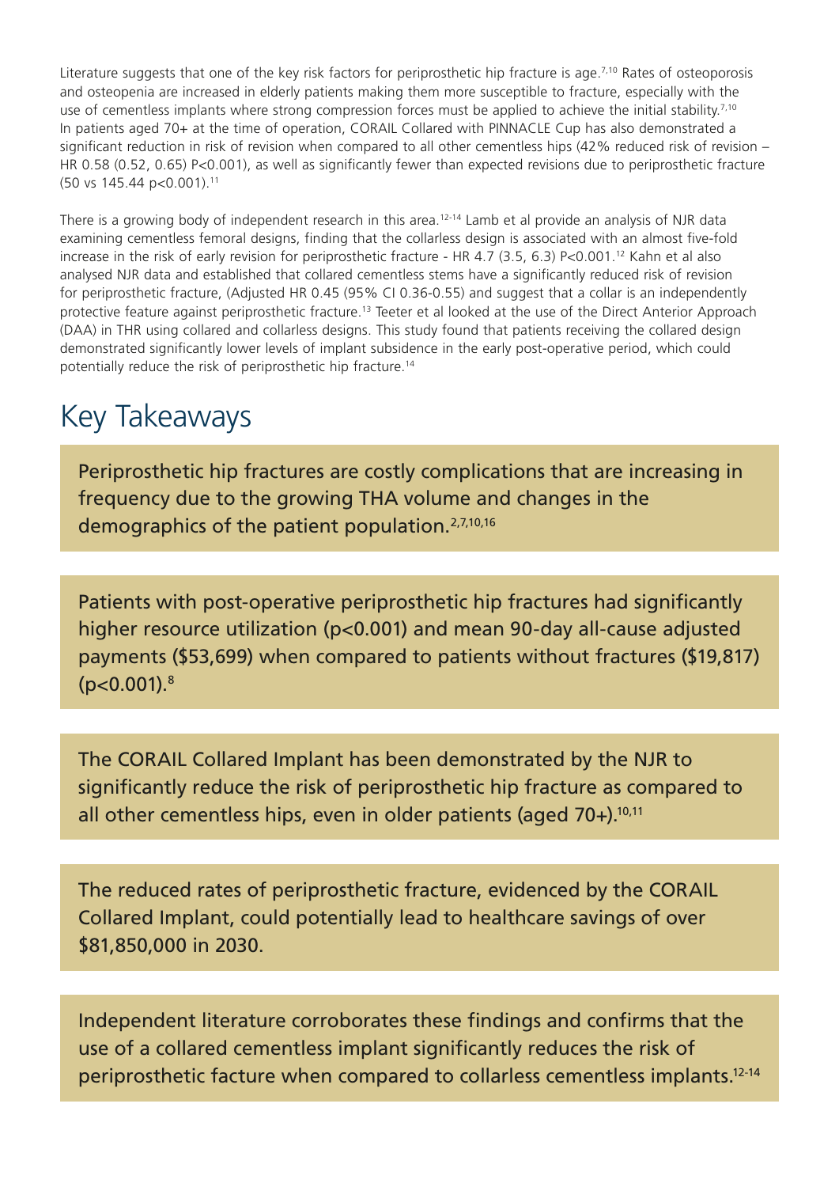Literature suggests that one of the key risk factors for periprosthetic hip fracture is age.[7,10] Rates of osteoporosis and osteopenia are increased in elderly patients making them more susceptible to fracture, especially with the use of cementless implants where strong compression forces must be applied to achieve the initial stability.[7,10] In patients aged 70+ at the time of operation, CORAIL Collared with PINNACLE Cup has also demonstrated a significant reduction in risk of revision when compared to all other cementless hips (42% reduced risk of revision – HR 0.58 (0.52, 0.65) P<0.001), as well as significantly fewer than expected revisions due to periprosthetic fracture (50 vs 145.44 p<0.001).[11]

There is a growing body of independent research in this area.[12-14] Lamb et al provide an analysis of NJR data examining cementless femoral designs, finding that the collarless design is associated with an almost five-fold increase in the risk of early revision for periprosthetic fracture - HR 4.7 (3.5, 6.3) P<0.001.[12] Kahn et al also analysed NJR data and established that collared cementless stems have a significantly reduced risk of revision for periprosthetic fracture, (Adjusted HR 0.45 (95% CI 0.36-0.55) and suggest that a collar is an independently protective feature against periprosthetic fracture.[13] Teeter et al looked at the use of the Direct Anterior Approach (DAA) in THR using collared and collarless designs. This study found that patients receiving the collared design demonstrated significantly lower levels of implant subsidence in the early post-operative period, which could potentially reduce the risk of periprosthetic hip fracture.[14]

# Key Takeaways

Periprosthetic hip fractures are costly complications that are increasing in frequency due to the growing THA volume and changes in the demographics of the patient population.[2,7,10,16]

Patients with post-operative periprosthetic hip fractures had significantly higher resource utilization (p<0.001) and mean 90-day all-cause adjusted payments ($53,699) when compared to patients without fractures ($19,817) (p<0.001).[8]

The CORAIL Collared Implant has been demonstrated by the NJR to significantly reduce the risk of periprosthetic hip fracture as compared to all other cementless hips, even in older patients (aged 70+).[10,11]

The reduced rates of periprosthetic fracture, evidenced by the CORAIL Collared Implant, could potentially lead to healthcare savings of over $81,850,000 in 2030.

Independent literature corroborates these findings and confirms that the use of a collared cementless implant significantly reduces the risk of periprosthetic facture when compared to collarless cementless implants.[12-14]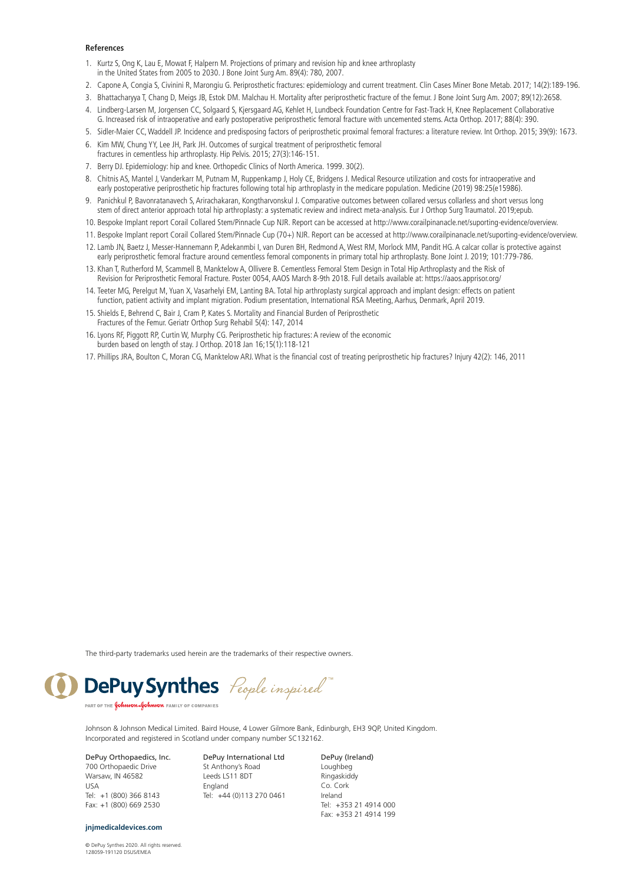**References**

1. Kurtz S, Ong K, Lau E, Mowat F, Halpern M. Projections of primary and revision hip and knee arthroplasty in the United States from 2005 to 2030. J Bone Joint Surg Am. 89(4): 780, 2007.
2. Capone A, Congia S, Civinini R, Marongiu G. Periprosthetic fractures: epidemiology and current treatment. Clin Cases Miner Bone Metab. 2017; 14(2):189-196.
3. Bhattacharyya T, Chang D, Meigs JB, Estok DM. Malchau H. Mortality after periprosthetic fracture of the femur. J Bone Joint Surg Am. 2007; 89(12):2658.
4. Lindberg-Larsen M, Jorgensen CC, Solgaard S, Kjersgaard AG, Kehlet H, Lundbeck Foundation Centre for Fast-Track H, Knee Replacement Collaborative G. Increased risk of intraoperative and early postoperative periprosthetic femoral fracture with uncemented stems. Acta Orthop. 2017; 88(4): 390.
5. Sidler-Maier CC, Waddell JP. Incidence and predisposing factors of periprosthetic proximal femoral fractures: a literature review. Int Orthop. 2015; 39(9): 1673.
6. Kim MW, Chung YY, Lee JH, Park JH. Outcomes of surgical treatment of periprosthetic femoral fractures in cementless hip arthroplasty. Hip Pelvis. 2015; 27(3):146-151.
7. Berry DJ. Epidemiology: hip and knee. Orthopedic Clinics of North America. 1999. 30(2).
8. Chitnis AS, Mantel J, Vanderkarr M, Putnam M, Ruppenkamp J, Holy CE, Bridgens J. Medical Resource utilization and costs for intraoperative and early postoperative periprosthetic hip fractures following total hip arthroplasty in the medicare population. Medicine (2019) 98:25(e15986).
9. Panichkul P, Bavonratanavech S, Arirachakaran, Kongtharvonskul J. Comparative outcomes between collared versus collarless and short versus long stem of direct anterior approach total hip arthroplasty: a systematic review and indirect meta-analysis. Eur J Orthop Surg Traumatol. 2019;epub.
10. Bespoke Implant report Corail Collared Stem/Pinnacle Cup NJR. Report can be accessed at http://www.corailpinanacle.net/suporting-evidence/overview.
11. Bespoke Implant report Corail Collared Stem/Pinnacle Cup (70+) NJR. Report can be accessed at http://www.corailpinanacle.net/suporting-evidence/overview.
12. Lamb JN, Baetz J, Messer-Hannemann P, Adekanmbi I, van Duren BH, Redmond A, West RM, Morlock MM, Pandit HG. A calcar collar is protective against early periprosthetic femoral fracture around cementless femoral components in primary total hip arthroplasty. Bone Joint J. 2019; 101:779-786.
13. Khan T, Rutherford M, Scammell B, Manktelow A, Ollivere B. Cementless Femoral Stem Design in Total Hip Arthroplasty and the Risk of Revision for Periprosthetic Femoral Fracture. Poster 0054, AAOS March 8-9th 2018. Full details available at: https://aaos.apprisor.org/
14. Teeter MG, Perelgut M, Yuan X, Vasarhelyi EM, Lanting BA. Total hip arthroplasty surgical approach and implant design: effects on patient function, patient activity and implant migration. Podium presentation, International RSA Meeting, Aarhus, Denmark, April 2019.
15. Shields E, Behrend C, Bair J, Cram P, Kates S. Mortality and Financial Burden of Periprosthetic Fractures of the Femur. Geriatr Orthop Surg Rehabil 5(4): 147, 2014
16. Lyons RF, Piggott RP, Curtin W, Murphy CG. Periprosthetic hip fractures: A review of the economic burden based on length of stay. J Orthop. 2018 Jan 16;15(1):118-121
17. Phillips JRA, Boulton C, Moran CG, Manktelow ARJ. What is the financial cost of treating periprosthetic hip fractures? Injury 42(2): 146, 2011

The third-party trademarks used herein are the trademarks of their respective owners.

DePuy Synthes *People inspired*™

PART OF THE Johnson & Johnson FAMILY OF COMPANIES

Johnson & Johnson Medical Limited. Baird House, 4 Lower Gilmore Bank, Edinburgh, EH3 9QP, United Kingdom. Incorporated and registered in Scotland under company number SC132162.

DePuy Orthopaedics, Inc.
700 Orthopaedic Drive
Warsaw, IN 46582
USA
Tel: +1 (800) 366 8143
Fax: +1 (800) 669 2530

DePuy International Ltd
St Anthony's Road
Leeds LS11 8DT
England
Tel: +44 (0)113 270 0461

DePuy (Ireland)
Loughbeg
Ringaskiddy
Co. Cork
Ireland
Tel: +353 21 4914 000
Fax: +353 21 4914 199

**jnjmedicaldevices.com**

© DePuy Synthes 2020. All rights reserved.
128059-191120 DSUS/EMEA